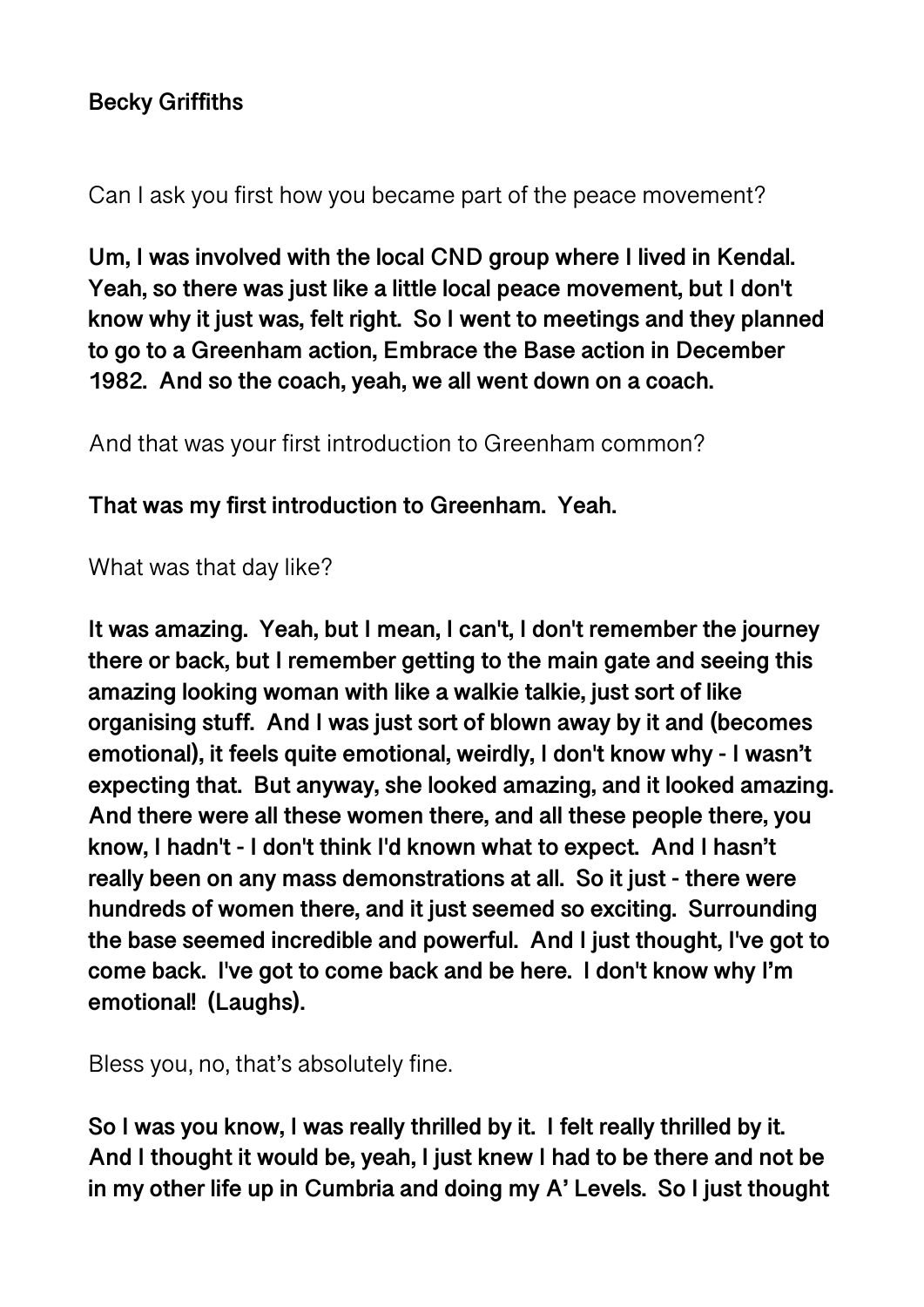**Becky Griffiths**

Can I ask you first how you became part of the peace movement?

**Um, I was involved with the local CND group where I lived in Kendal. Yeah, so there was just like a little local peace movement, but I don't know why it just was, felt right. So I went to meetings and they planned to go to a Greenham action, Embrace the Base action in December 1982. And so the coach, yeah, we all went down on a coach.**

And that was your first introduction to Greenham common?

**That was my first introduction to Greenham. Yeah.**

What was that day like?

**It was amazing. Yeah, but I mean, I can't, I don't remember the journey there or back, but I remember getting to the main gate and seeing this amazing looking woman with like a walkie talkie, just sort of like organising stuff. And I was just sort of blown away by it and (becomes emotional), it feels quite emotional, weirdly, I don't know why - I wasn't expecting that. But anyway, she looked amazing, and it looked amazing. And there were all these women there, and all these people there, you know, I hadn't - I don't think I'd known what to expect. And I hasn't really been on any mass demonstrations at all. So it just - there were hundreds of women there, and it just seemed so exciting. Surrounding the base seemed incredible and powerful. And I just thought, I've got to come back. I've got to come back and be here. I don't know why I'm emotional! (Laughs).**

Bless you, no, that's absolutely fine.

**So I was you know, I was really thrilled by it. I felt really thrilled by it. And I thought it would be, yeah, I just knew I had to be there and not be in my other life up in Cumbria and doing my A' Levels. So I just thought**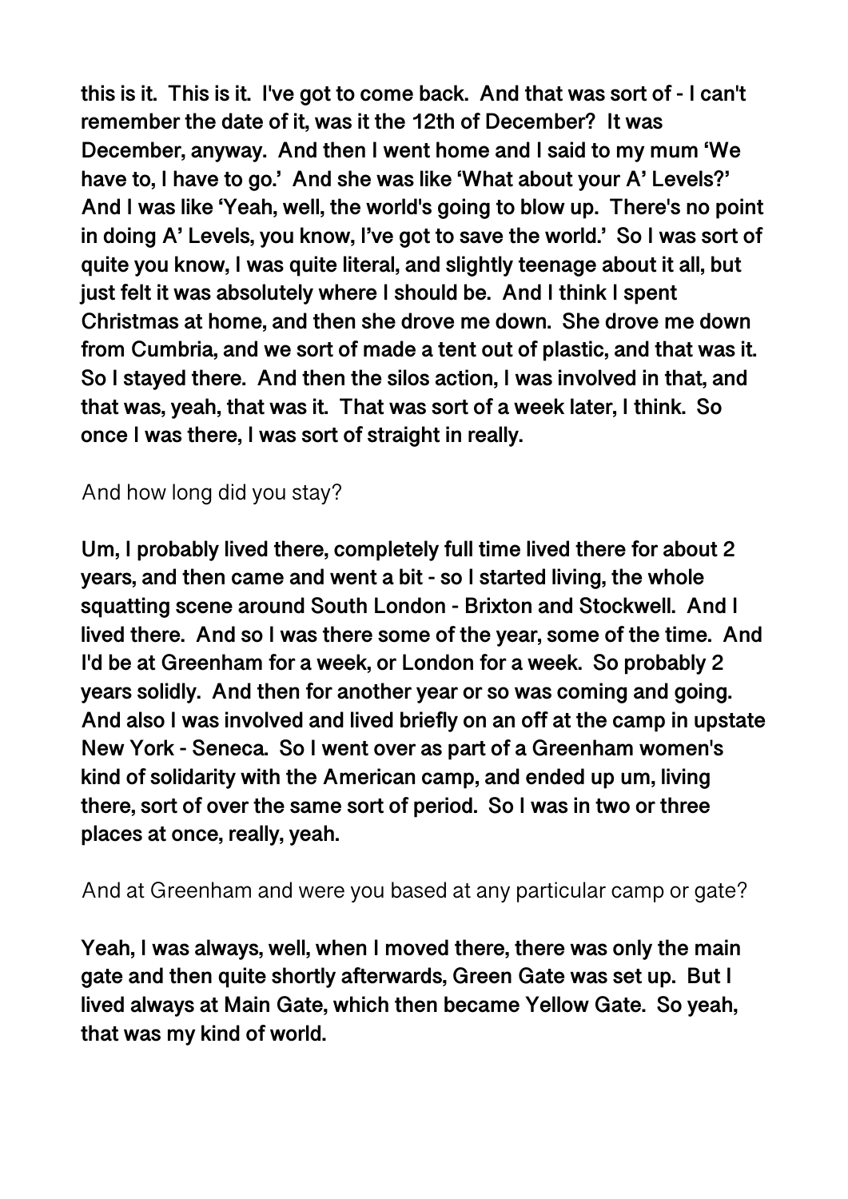**this is it. This is it. I've got to come back. And that was sort of - I can't remember the date of it, was it the 12th of December? It was December, anyway. And then I went home and I said to my mum 'We have to, I have to go.' And she was like 'What about your A' Levels?' And I was like 'Yeah, well, the world's going to blow up. There's no point in doing A' Levels, you know, I've got to save the world.' So I was sort of quite you know, I was quite literal, and slightly teenage about it all, but just felt it was absolutely where I should be. And I think I spent Christmas at home, and then she drove me down. She drove me down from Cumbria, and we sort of made a tent out of plastic, and that was it. So I stayed there. And then the silos action, I was involved in that, and that was, yeah, that was it. That was sort of a week later, I think. So once I was there, I was sort of straight in really.**

And how long did you stay?

**Um, I probably lived there, completely full time lived there for about 2 years, and then came and went a bit - so I started living, the whole squatting scene around South London - Brixton and Stockwell. And I lived there. And so I was there some of the year, some of the time. And I'd be at Greenham for a week, or London for a week. So probably 2 years solidly. And then for another year or so was coming and going. And also I was involved and lived briefly on an off at the camp in upstate New York - Seneca. So I went over as part of a Greenham women's kind of solidarity with the American camp, and ended up um, living there, sort of over the same sort of period. So I was in two or three places at once, really, yeah.**

And at Greenham and were you based at any particular camp or gate?

**Yeah, I was always, well, when I moved there, there was only the main gate and then quite shortly afterwards, Green Gate was set up. But I lived always at Main Gate, which then became Yellow Gate. So yeah, that was my kind of world.**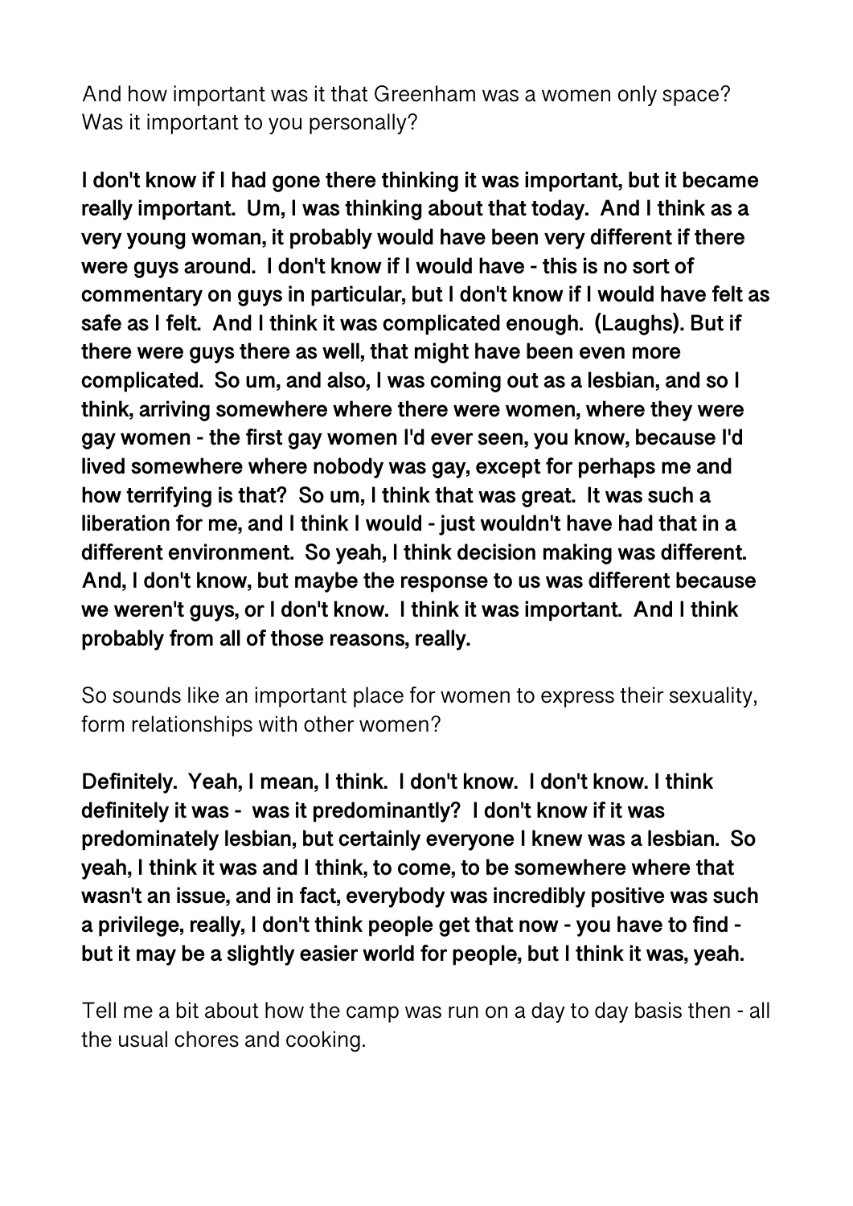And how important was it that Greenham was a women only space? Was it important to you personally?

**I don't know if I had gone there thinking it was important, but it became really important. Um, I was thinking about that today. And I think as a very young woman, it probably would have been very different if there were guys around. I don't know if I would have - this is no sort of commentary on guys in particular, but I don't know if I would have felt as safe as I felt. And I think it was complicated enough. (Laughs). But if there were guys there as well, that might have been even more complicated. So um, and also, I was coming out as a lesbian, and so I think, arriving somewhere where there were women, where they were gay women - the first gay women I'd ever seen, you know, because I'd lived somewhere where nobody was gay, except for perhaps me and how terrifying is that? So um, I think that was great. It was such a liberation for me, and I think I would - just wouldn't have had that in a different environment. So yeah, I think decision making was different. And, I don't know, but maybe the response to us was different because we weren't guys, or I don't know. I think it was important. And I think probably from all of those reasons, really.**

So sounds like an important place for women to express their sexuality, form relationships with other women?

**Definitely. Yeah, I mean, I think. I don't know. I don't know. I think definitely it was - was it predominantly? I don't know if it was predominately lesbian, but certainly everyone I knew was a lesbian. So yeah, I think it was and I think, to come, to be somewhere where that wasn't an issue, and in fact, everybody was incredibly positive was such a privilege, really, I don't think people get that now - you have to find - but it may be a slightly easier world for people, but I think it was, yeah.**

Tell me a bit about how the camp was run on a day to day basis then - all the usual chores and cooking.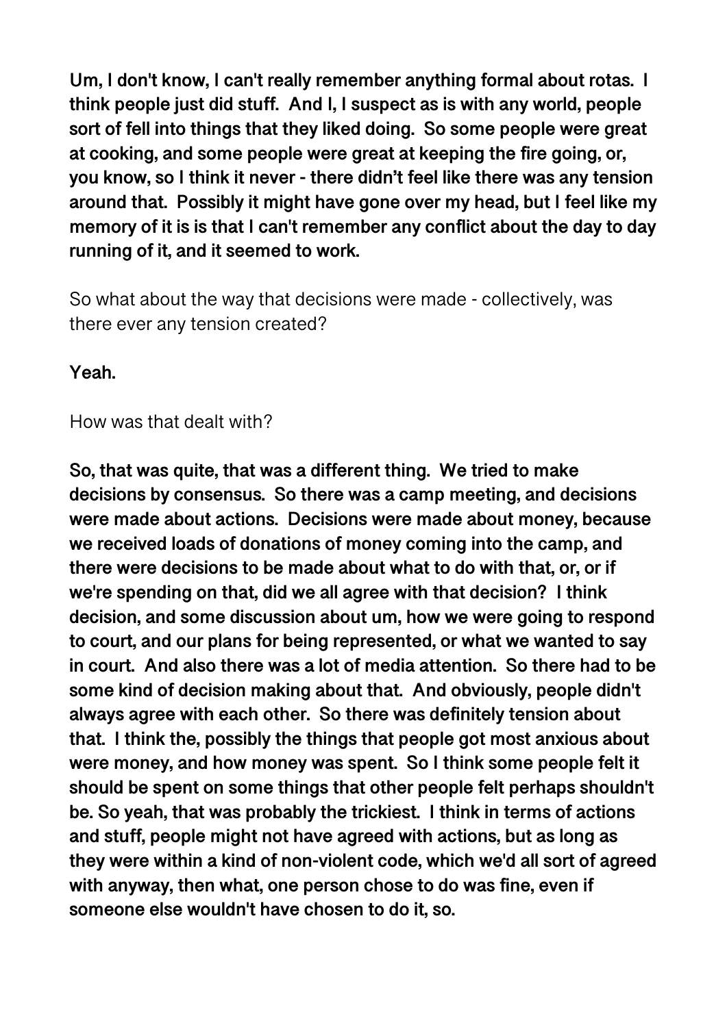**Um, I don't know, I can't really remember anything formal about rotas. I think people just did stuff. And I, I suspect as is with any world, people sort of fell into things that they liked doing. So some people were great at cooking, and some people were great at keeping the fire going, or, you know, so I think it never - there didn't feel like there was any tension around that. Possibly it might have gone over my head, but I feel like my memory of it is is that I can't remember any conflict about the day to day running of it, and it seemed to work.**

So what about the way that decisions were made - collectively, was there ever any tension created?

**Yeah.**

How was that dealt with?

**So, that was quite, that was a different thing. We tried to make decisions by consensus. So there was a camp meeting, and decisions were made about actions. Decisions were made about money, because we received loads of donations of money coming into the camp, and there were decisions to be made about what to do with that, or, or if we're spending on that, did we all agree with that decision? I think decision, and some discussion about um, how we were going to respond to court, and our plans for being represented, or what we wanted to say in court. And also there was a lot of media attention. So there had to be some kind of decision making about that. And obviously, people didn't always agree with each other. So there was definitely tension about that. I think the, possibly the things that people got most anxious about were money, and how money was spent. So I think some people felt it should be spent on some things that other people felt perhaps shouldn't be. So yeah, that was probably the trickiest. I think in terms of actions and stuff, people might not have agreed with actions, but as long as they were within a kind of non-violent code, which we'd all sort of agreed with anyway, then what, one person chose to do was fine, even if someone else wouldn't have chosen to do it, so.**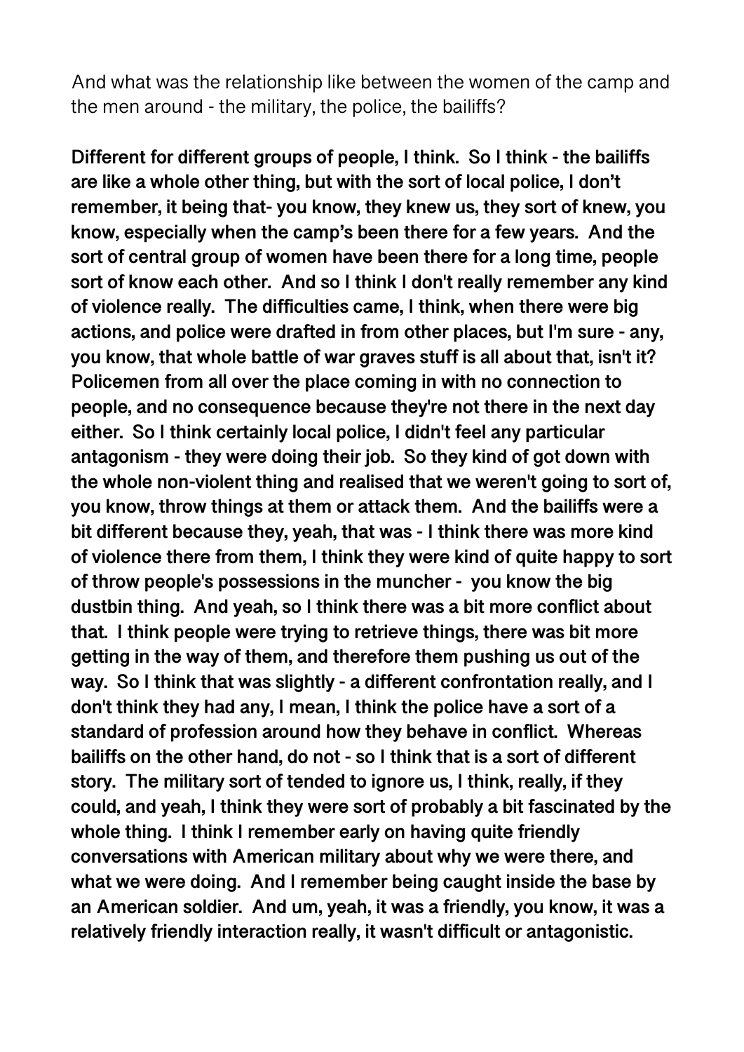And what was the relationship like between the women of the camp and the men around - the military, the police, the bailiffs?

**Different for different groups of people, I think. So I think - the bailiffs are like a whole other thing, but with the sort of local police, I don't remember, it being that- you know, they knew us, they sort of knew, you know, especially when the camp's been there for a few years. And the sort of central group of women have been there for a long time, people sort of know each other. And so I think I don't really remember any kind of violence really. The difficulties came, I think, when there were big actions, and police were drafted in from other places, but I'm sure - any, you know, that whole battle of war graves stuff is all about that, isn't it? Policemen from all over the place coming in with no connection to people, and no consequence because they're not there in the next day either. So I think certainly local police, I didn't feel any particular antagonism - they were doing their job. So they kind of got down with the whole non-violent thing and realised that we weren't going to sort of, you know, throw things at them or attack them. And the bailiffs were a bit different because they, yeah, that was - I think there was more kind of violence there from them, I think they were kind of quite happy to sort of throw people's possessions in the muncher - you know the big dustbin thing. And yeah, so I think there was a bit more conflict about that. I think people were trying to retrieve things, there was bit more getting in the way of them, and therefore them pushing us out of the way. So I think that was slightly - a different confrontation really, and I don't think they had any, I mean, I think the police have a sort of a standard of profession around how they behave in conflict. Whereas bailiffs on the other hand, do not - so I think that is a sort of different story. The military sort of tended to ignore us, I think, really, if they could, and yeah, I think they were sort of probably a bit fascinated by the whole thing. I think I remember early on having quite friendly conversations with American military about why we were there, and what we were doing. And I remember being caught inside the base by an American soldier. And um, yeah, it was a friendly, you know, it was a relatively friendly interaction really, it wasn't difficult or antagonistic.**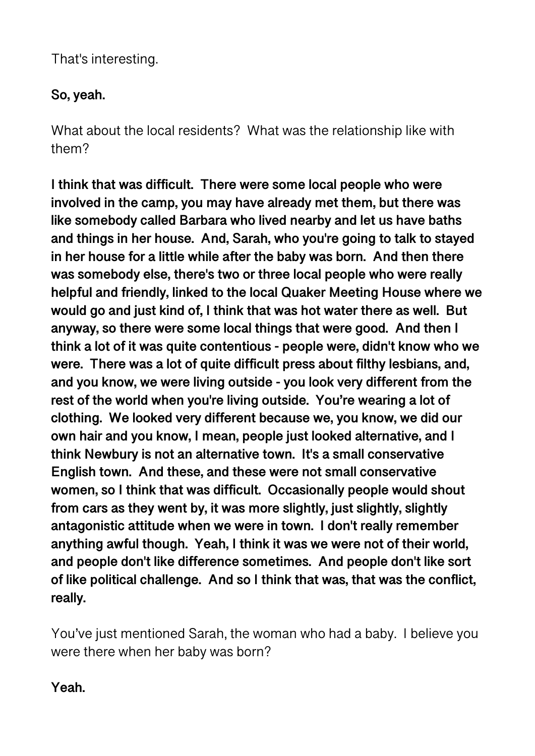That's interesting.

**So, yeah.**

What about the local residents? What was the relationship like with them?

**I think that was difficult. There were some local people who were involved in the camp, you may have already met them, but there was like somebody called Barbara who lived nearby and let us have baths and things in her house. And, Sarah, who you're going to talk to stayed in her house for a little while after the baby was born. And then there was somebody else, there's two or three local people who were really helpful and friendly, linked to the local Quaker Meeting House where we would go and just kind of, I think that was hot water there as well. But anyway, so there were some local things that were good. And then I think a lot of it was quite contentious - people were, didn't know who we were. There was a lot of quite difficult press about filthy lesbians, and, and you know, we were living outside - you look very different from the rest of the world when you're living outside. You're wearing a lot of clothing. We looked very different because we, you know, we did our own hair and you know, I mean, people just looked alternative, and I think Newbury is not an alternative town. It's a small conservative English town. And these, and these were not small conservative women, so I think that was difficult. Occasionally people would shout from cars as they went by, it was more slightly, just slightly, slightly antagonistic attitude when we were in town. I don't really remember anything awful though. Yeah, I think it was we were not of their world, and people don't like difference sometimes. And people don't like sort of like political challenge. And so I think that was, that was the conflict, really.**

You've just mentioned Sarah, the woman who had a baby. I believe you were there when her baby was born?

**Yeah.**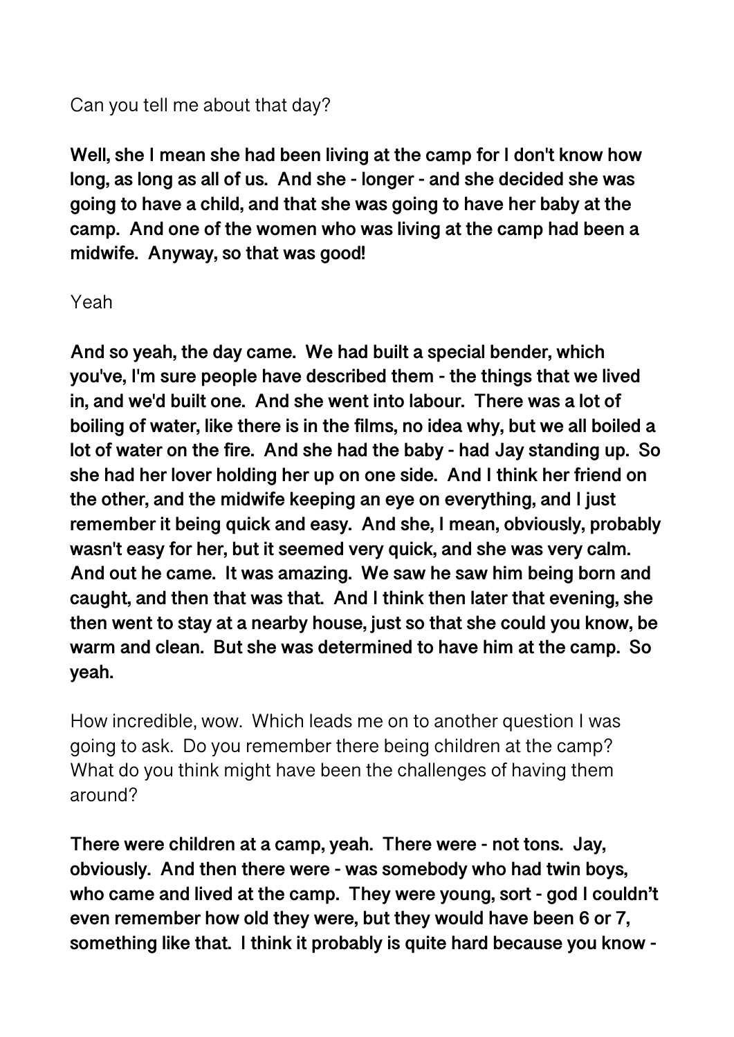Can you tell me about that day?

**Well, she I mean she had been living at the camp for I don't know how long, as long as all of us. And she - longer - and she decided she was going to have a child, and that she was going to have her baby at the camp. And one of the women who was living at the camp had been a midwife. Anyway, so that was good!**

Yeah

**And so yeah, the day came. We had built a special bender, which you've, I'm sure people have described them - the things that we lived in, and we'd built one. And she went into labour. There was a lot of boiling of water, like there is in the films, no idea why, but we all boiled a lot of water on the fire. And she had the baby - had Jay standing up. So she had her lover holding her up on one side. And I think her friend on the other, and the midwife keeping an eye on everything, and I just remember it being quick and easy. And she, I mean, obviously, probably wasn't easy for her, but it seemed very quick, and she was very calm. And out he came. It was amazing. We saw he saw him being born and caught, and then that was that. And I think then later that evening, she then went to stay at a nearby house, just so that she could you know, be warm and clean. But she was determined to have him at the camp. So yeah.**

How incredible, wow. Which leads me on to another question I was going to ask. Do you remember there being children at the camp? What do you think might have been the challenges of having them around?

**There were children at a camp, yeah. There were - not tons. Jay, obviously. And then there were - was somebody who had twin boys, who came and lived at the camp. They were young, sort - god I couldn't even remember how old they were, but they would have been 6 or 7, something like that. I think it probably is quite hard because you know -**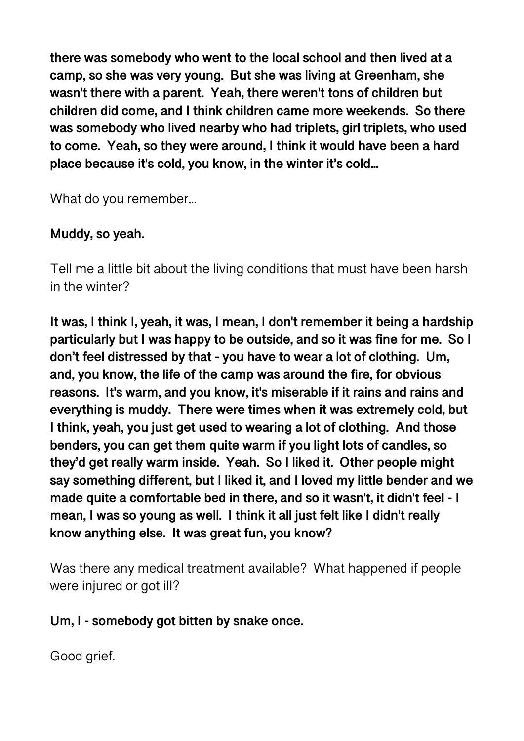**there was somebody who went to the local school and then lived at a camp, so she was very young. But she was living at Greenham, she wasn't there with a parent. Yeah, there weren't tons of children but children did come, and I think children came more weekends. So there was somebody who lived nearby who had triplets, girl triplets, who used to come. Yeah, so they were around, I think it would have been a hard place because it's cold, you know, in the winter it's cold...**

What do you remember...

**Muddy, so yeah.**

Tell me a little bit about the living conditions that must have been harsh in the winter?

**It was, I think I, yeah, it was, I mean, I don't remember it being a hardship particularly but I was happy to be outside, and so it was fine for me. So I don't feel distressed by that - you have to wear a lot of clothing. Um, and, you know, the life of the camp was around the fire, for obvious reasons. It's warm, and you know, it's miserable if it rains and rains and everything is muddy. There were times when it was extremely cold, but I think, yeah, you just get used to wearing a lot of clothing. And those benders, you can get them quite warm if you light lots of candles, so they'd get really warm inside. Yeah. So I liked it. Other people might say something different, but I liked it, and I loved my little bender and we made quite a comfortable bed in there, and so it wasn't, it didn't feel - I mean, I was so young as well. I think it all just felt like I didn't really know anything else. It was great fun, you know?**

Was there any medical treatment available? What happened if people were injured or got ill?

**Um, I - somebody got bitten by snake once.**

Good grief.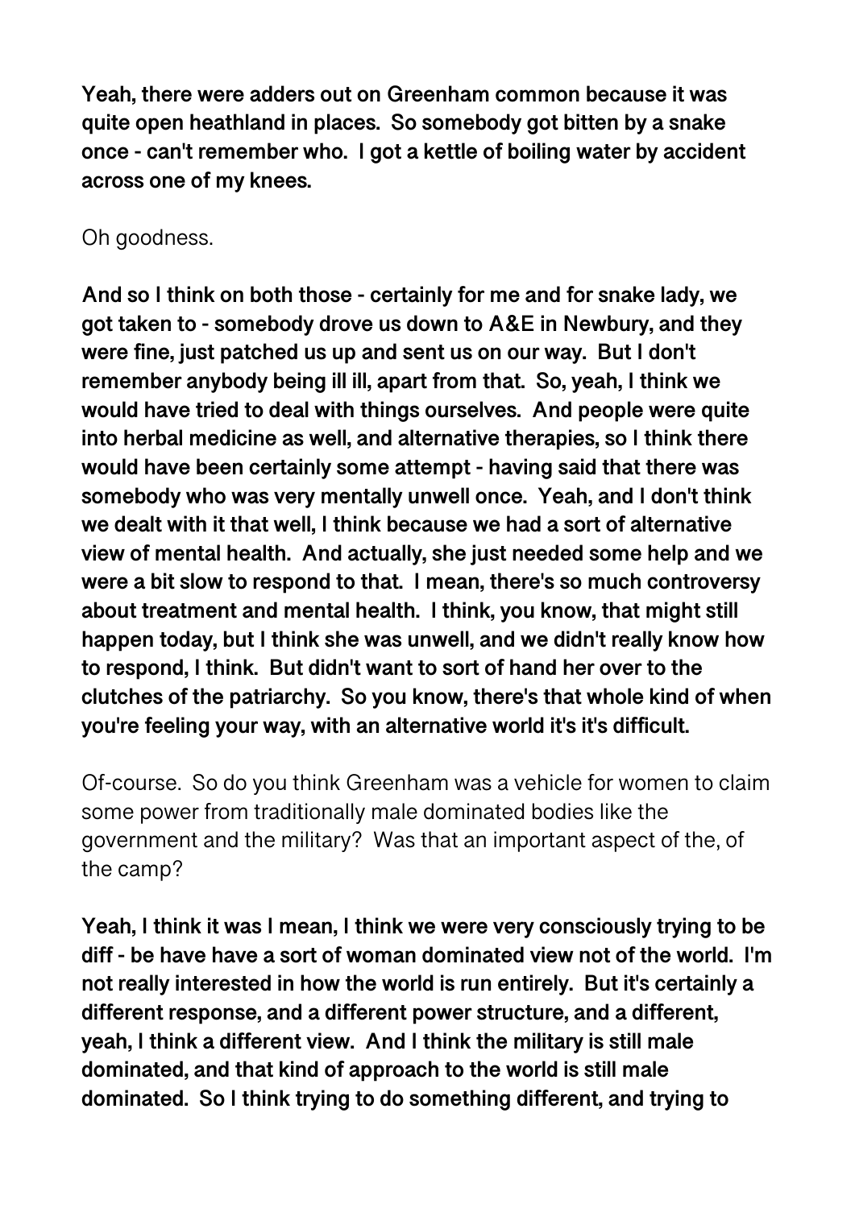**Yeah, there were adders out on Greenham common because it was quite open heathland in places. So somebody got bitten by a snake once - can't remember who. I got a kettle of boiling water by accident across one of my knees.**

Oh goodness.

**And so I think on both those - certainly for me and for snake lady, we got taken to - somebody drove us down to A&E in Newbury, and they were fine, just patched us up and sent us on our way. But I don't remember anybody being ill ill, apart from that. So, yeah, I think we would have tried to deal with things ourselves. And people were quite into herbal medicine as well, and alternative therapies, so I think there would have been certainly some attempt - having said that there was somebody who was very mentally unwell once. Yeah, and I don't think we dealt with it that well, I think because we had a sort of alternative view of mental health. And actually, she just needed some help and we were a bit slow to respond to that. I mean, there's so much controversy about treatment and mental health. I think, you know, that might still happen today, but I think she was unwell, and we didn't really know how to respond, I think. But didn't want to sort of hand her over to the clutches of the patriarchy. So you know, there's that whole kind of when you're feeling your way, with an alternative world it's it's difficult.**

Of-course. So do you think Greenham was a vehicle for women to claim some power from traditionally male dominated bodies like the government and the military? Was that an important aspect of the, of the camp?

**Yeah, I think it was I mean, I think we were very consciously trying to be diff - be have have a sort of woman dominated view not of the world. I'm not really interested in how the world is run entirely. But it's certainly a different response, and a different power structure, and a different, yeah, I think a different view. And I think the military is still male dominated, and that kind of approach to the world is still male dominated. So I think trying to do something different, and trying to**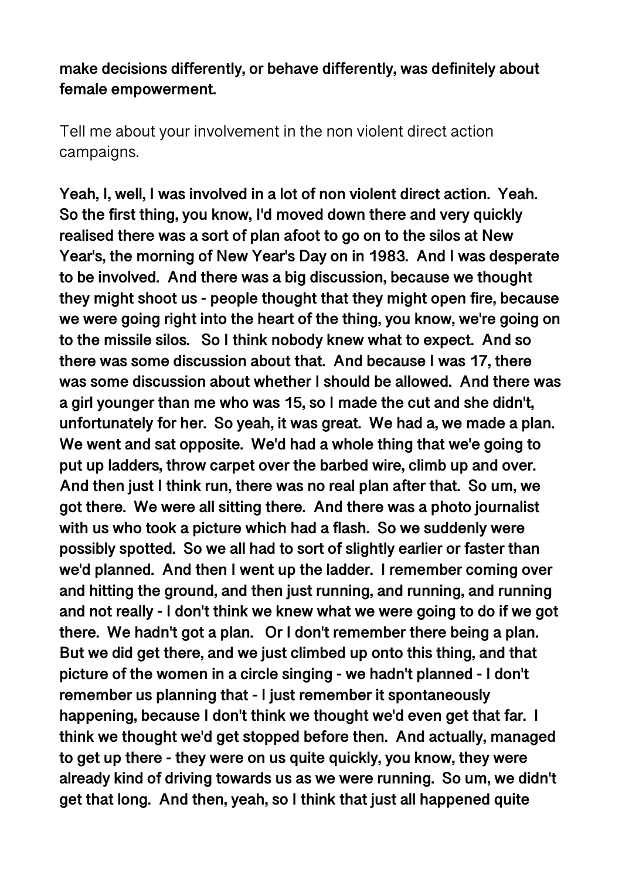**make decisions differently, or behave differently, was definitely about female empowerment.**

Tell me about your involvement in the non violent direct action campaigns.

**Yeah, I, well, I was involved in a lot of non violent direct action. Yeah. So the first thing, you know, I'd moved down there and very quickly realised there was a sort of plan afoot to go on to the silos at New Year's, the morning of New Year's Day on in 1983. And I was desperate to be involved. And there was a big discussion, because we thought they might shoot us - people thought that they might open fire, because we were going right into the heart of the thing, you know, we're going on to the missile silos. So I think nobody knew what to expect. And so there was some discussion about that. And because I was 17, there was some discussion about whether I should be allowed. And there was a girl younger than me who was 15, so I made the cut and she didn't, unfortunately for her. So yeah, it was great. We had a, we made a plan. We went and sat opposite. We'd had a whole thing that we'e going to put up ladders, throw carpet over the barbed wire, climb up and over. And then just I think run, there was no real plan after that. So um, we got there. We were all sitting there. And there was a photo journalist with us who took a picture which had a flash. So we suddenly were possibly spotted. So we all had to sort of slightly earlier or faster than we'd planned. And then I went up the ladder. I remember coming over and hitting the ground, and then just running, and running, and running and not really - I don't think we knew what we were going to do if we got there. We hadn't got a plan. Or I don't remember there being a plan. But we did get there, and we just climbed up onto this thing, and that picture of the women in a circle singing - we hadn't planned - I don't remember us planning that - I just remember it spontaneously happening, because I don't think we thought we'd even get that far. I think we thought we'd get stopped before then. And actually, managed to get up there - they were on us quite quickly, you know, they were already kind of driving towards us as we were running. So um, we didn't get that long. And then, yeah, so I think that just all happened quite**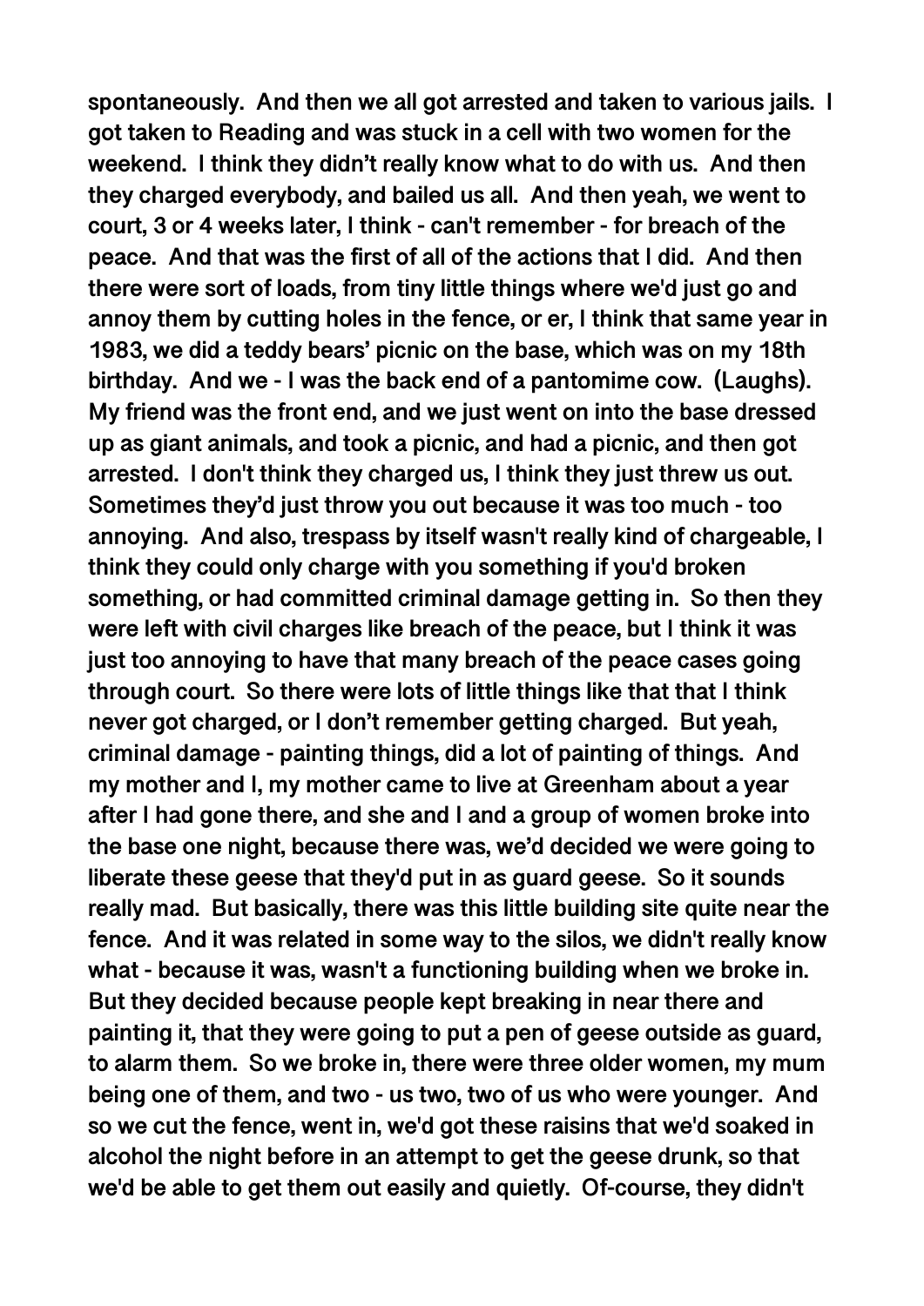spontaneously. And then we all got arrested and taken to various jails. I got taken to Reading and was stuck in a cell with two women for the weekend. I think they didn't really know what to do with us. And then they charged everybody, and bailed us all. And then yeah, we went to court, 3 or 4 weeks later, I think - can't remember - for breach of the peace. And that was the first of all of the actions that I did. And then there were sort of loads, from tiny little things where we'd just go and annoy them by cutting holes in the fence, or er, I think that same year in 1983, we did a teddy bears' picnic on the base, which was on my 18th birthday. And we - I was the back end of a pantomime cow. (Laughs). My friend was the front end, and we just went on into the base dressed up as giant animals, and took a picnic, and had a picnic, and then got arrested. I don't think they charged us, I think they just threw us out. Sometimes they'd just throw you out because it was too much - too annoying. And also, trespass by itself wasn't really kind of chargeable, I think they could only charge with you something if you'd broken something, or had committed criminal damage getting in. So then they were left with civil charges like breach of the peace, but I think it was just too annoying to have that many breach of the peace cases going through court. So there were lots of little things like that that I think never got charged, or I don't remember getting charged. But yeah, criminal damage - painting things, did a lot of painting of things. And my mother and I, my mother came to live at Greenham about a year after I had gone there, and she and I and a group of women broke into the base one night, because there was, we'd decided we were going to liberate these geese that they'd put in as guard geese. So it sounds really mad. But basically, there was this little building site quite near the fence. And it was related in some way to the silos, we didn't really know what - because it was, wasn't a functioning building when we broke in. But they decided because people kept breaking in near there and painting it, that they were going to put a pen of geese outside as guard, to alarm them. So we broke in, there were three older women, my mum being one of them, and two - us two, two of us who were younger. And so we cut the fence, went in, we'd got these raisins that we'd soaked in alcohol the night before in an attempt to get the geese drunk, so that we'd be able to get them out easily and quietly. Of-course, they didn't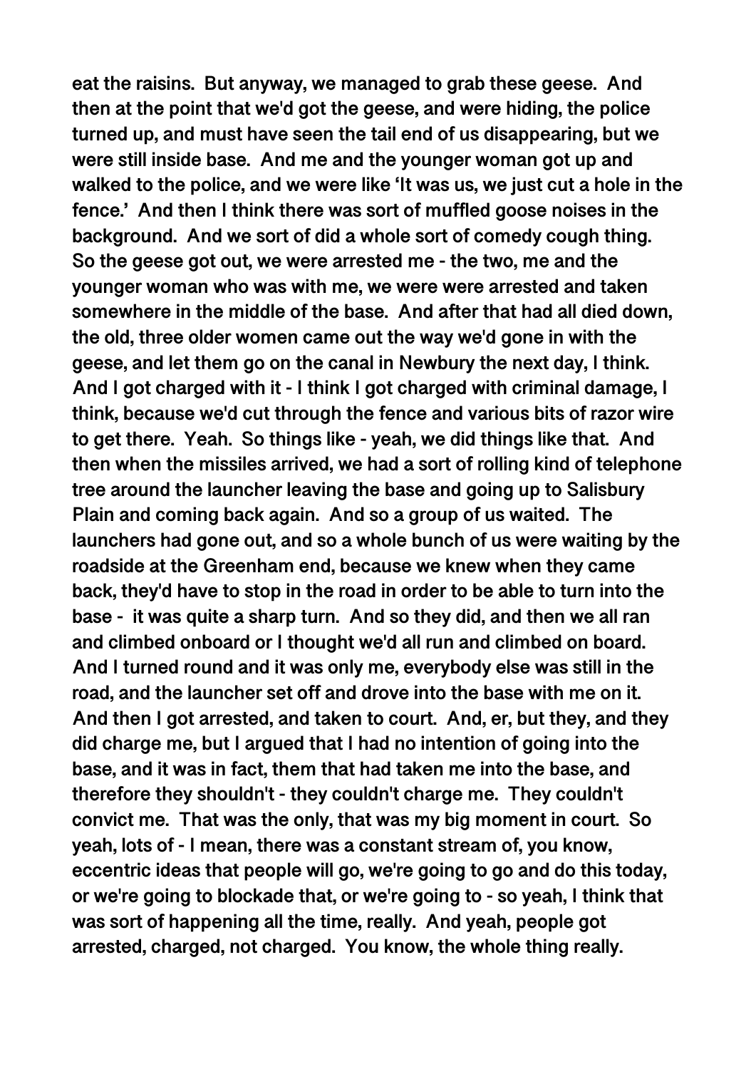eat the raisins. But anyway, we managed to grab these geese. And then at the point that we'd got the geese, and were hiding, the police turned up, and must have seen the tail end of us disappearing, but we were still inside base. And me and the younger woman got up and walked to the police, and we were like 'It was us, we just cut a hole in the fence.' And then I think there was sort of muffled goose noises in the background. And we sort of did a whole sort of comedy cough thing. So the geese got out, we were arrested me - the two, me and the younger woman who was with me, we were were arrested and taken somewhere in the middle of the base. And after that had all died down, the old, three older women came out the way we'd gone in with the geese, and let them go on the canal in Newbury the next day, I think. And I got charged with it - I think I got charged with criminal damage, I think, because we'd cut through the fence and various bits of razor wire to get there. Yeah. So things like - yeah, we did things like that. And then when the missiles arrived, we had a sort of rolling kind of telephone tree around the launcher leaving the base and going up to Salisbury Plain and coming back again. And so a group of us waited. The launchers had gone out, and so a whole bunch of us were waiting by the roadside at the Greenham end, because we knew when they came back, they'd have to stop in the road in order to be able to turn into the base - it was quite a sharp turn. And so they did, and then we all ran and climbed onboard or I thought we'd all run and climbed on board. And I turned round and it was only me, everybody else was still in the road, and the launcher set off and drove into the base with me on it. And then I got arrested, and taken to court. And, er, but they, and they did charge me, but I argued that I had no intention of going into the base, and it was in fact, them that had taken me into the base, and therefore they shouldn't - they couldn't charge me. They couldn't convict me. That was the only, that was my big moment in court. So yeah, lots of - I mean, there was a constant stream of, you know, eccentric ideas that people will go, we're going to go and do this today, or we're going to blockade that, or we're going to - so yeah, I think that was sort of happening all the time, really. And yeah, people got arrested, charged, not charged. You know, the whole thing really.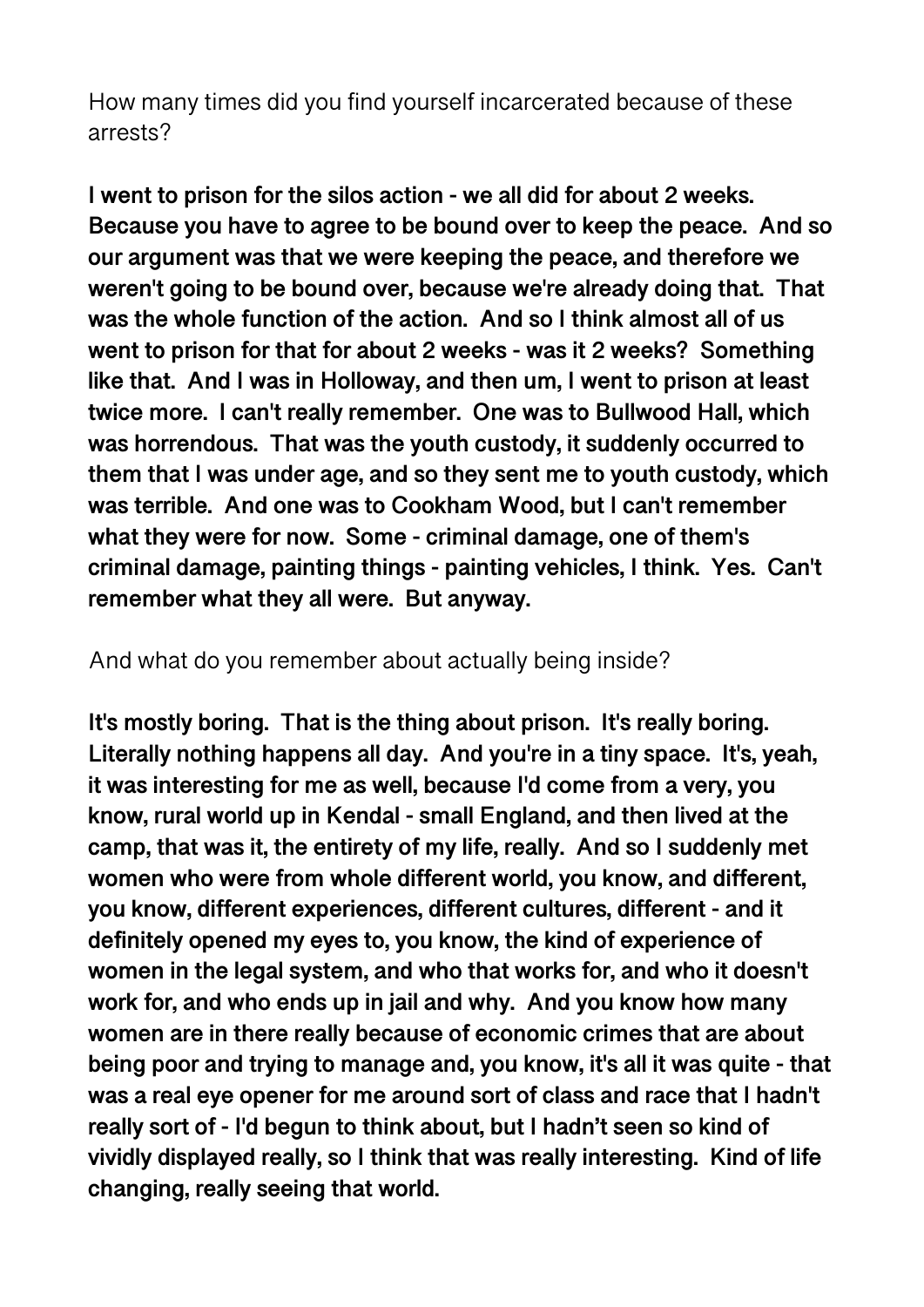How many times did you find yourself incarcerated because of these arrests?

**I went to prison for the silos action - we all did for about 2 weeks. Because you have to agree to be bound over to keep the peace. And so our argument was that we were keeping the peace, and therefore we weren't going to be bound over, because we're already doing that. That was the whole function of the action. And so I think almost all of us went to prison for that for about 2 weeks - was it 2 weeks? Something like that. And I was in Holloway, and then um, I went to prison at least twice more. I can't really remember. One was to Bullwood Hall, which was horrendous. That was the youth custody, it suddenly occurred to them that I was under age, and so they sent me to youth custody, which was terrible. And one was to Cookham Wood, but I can't remember what they were for now. Some - criminal damage, one of them's criminal damage, painting things - painting vehicles, I think. Yes. Can't remember what they all were. But anyway.**

And what do you remember about actually being inside?

**It's mostly boring. That is the thing about prison. It's really boring. Literally nothing happens all day. And you're in a tiny space. It's, yeah, it was interesting for me as well, because I'd come from a very, you know, rural world up in Kendal - small England, and then lived at the camp, that was it, the entirety of my life, really. And so I suddenly met women who were from whole different world, you know, and different, you know, different experiences, different cultures, different - and it definitely opened my eyes to, you know, the kind of experience of women in the legal system, and who that works for, and who it doesn't work for, and who ends up in jail and why. And you know how many women are in there really because of economic crimes that are about being poor and trying to manage and, you know, it's all it was quite - that was a real eye opener for me around sort of class and race that I hadn't really sort of - I'd begun to think about, but I hadn't seen so kind of vividly displayed really, so I think that was really interesting. Kind of life changing, really seeing that world.**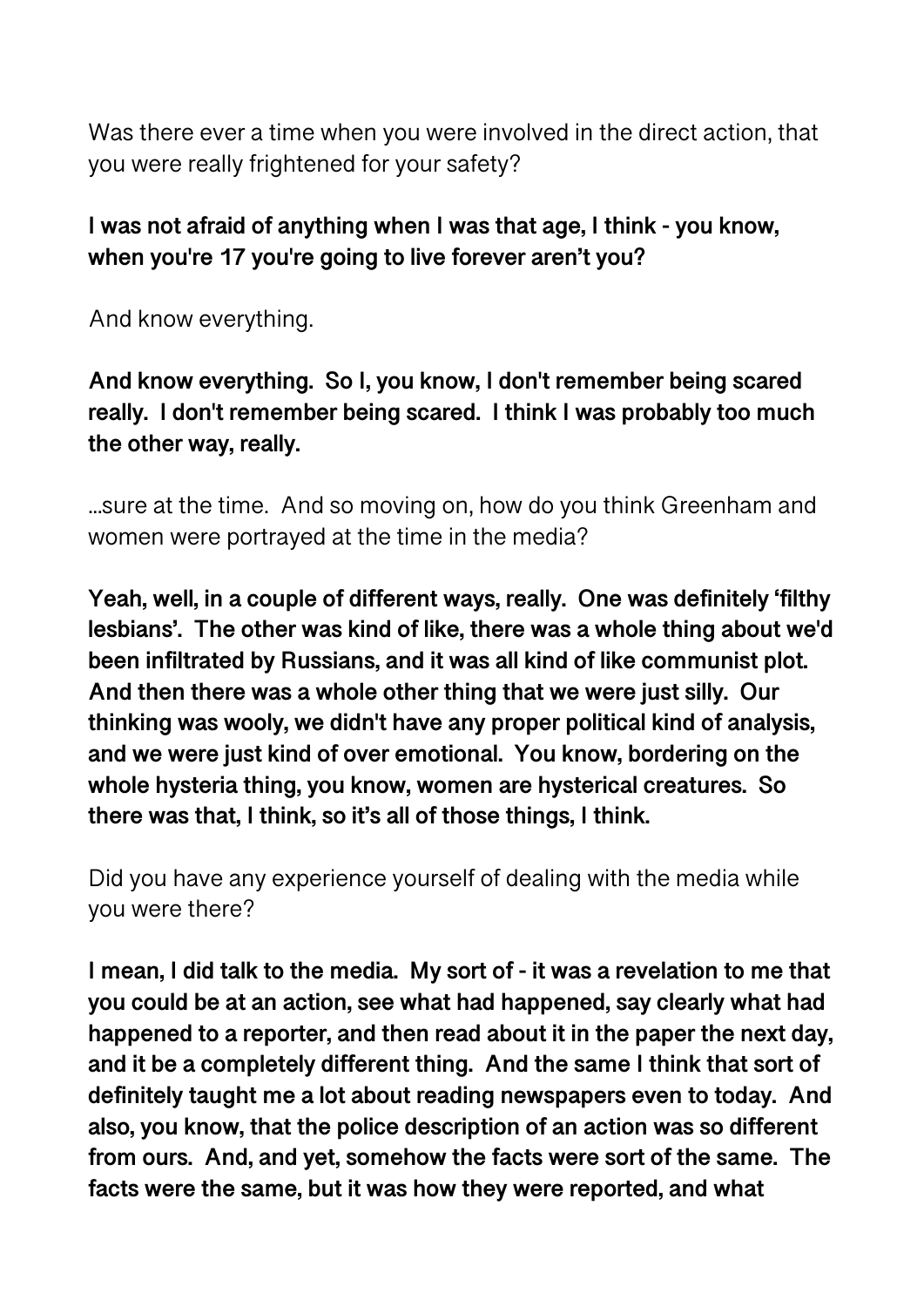Was there ever a time when you were involved in the direct action, that you were really frightened for your safety?

**I was not afraid of anything when I was that age, I think - you know, when you're 17 you're going to live forever aren't you?**

And know everything.

**And know everything. So I, you know, I don't remember being scared really. I don't remember being scared. I think I was probably too much the other way, really.**

...sure at the time. And so moving on, how do you think Greenham and women were portrayed at the time in the media?

**Yeah, well, in a couple of different ways, really. One was definitely 'filthy lesbians'. The other was kind of like, there was a whole thing about we'd been infiltrated by Russians, and it was all kind of like communist plot. And then there was a whole other thing that we were just silly. Our thinking was wooly, we didn't have any proper political kind of analysis, and we were just kind of over emotional. You know, bordering on the whole hysteria thing, you know, women are hysterical creatures. So there was that, I think, so it's all of those things, I think.**

Did you have any experience yourself of dealing with the media while you were there?

**I mean, I did talk to the media. My sort of - it was a revelation to me that you could be at an action, see what had happened, say clearly what had happened to a reporter, and then read about it in the paper the next day, and it be a completely different thing. And the same I think that sort of definitely taught me a lot about reading newspapers even to today. And also, you know, that the police description of an action was so different from ours. And, and yet, somehow the facts were sort of the same. The facts were the same, but it was how they were reported, and what**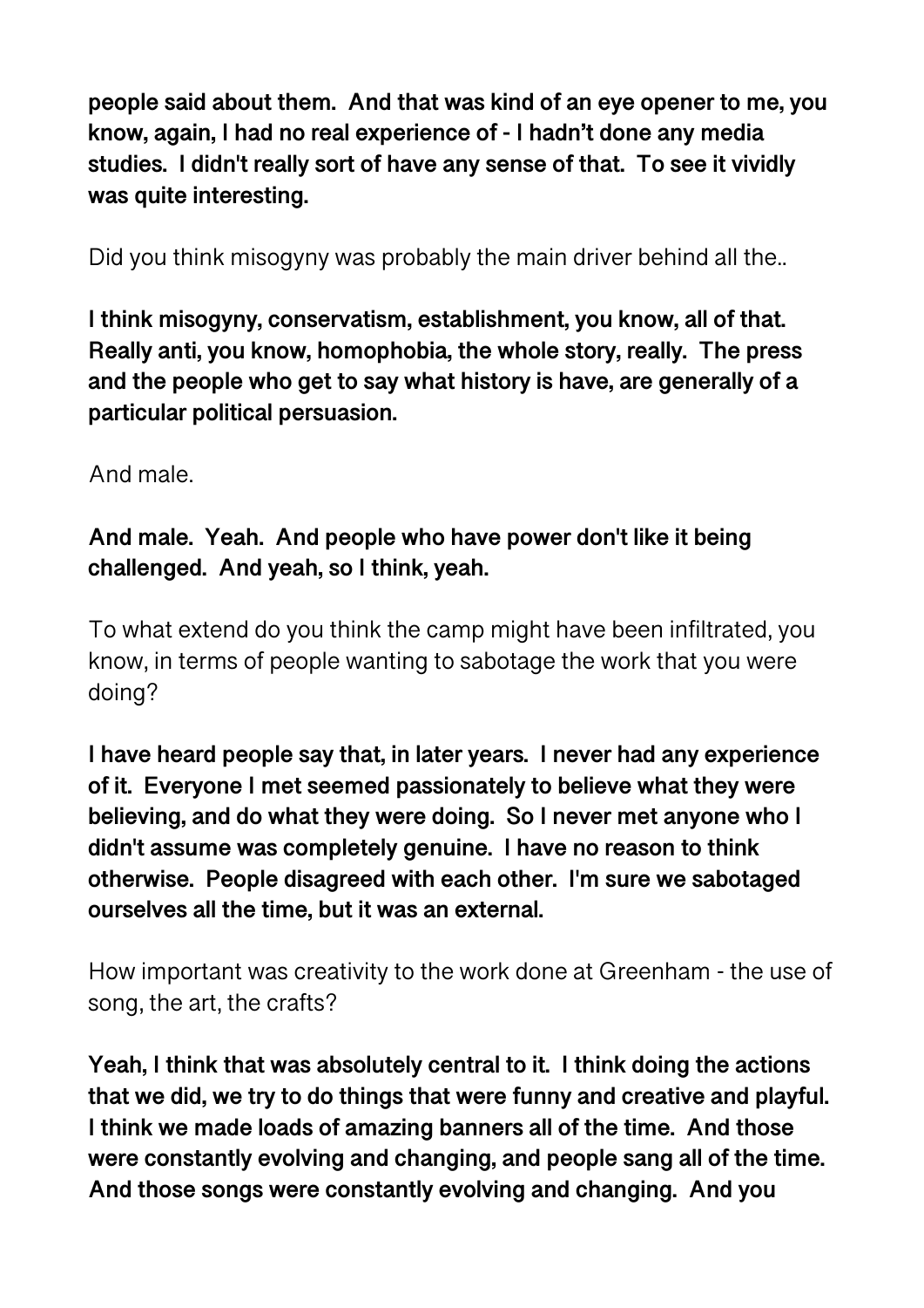**people said about them. And that was kind of an eye opener to me, you know, again, I had no real experience of - I hadn't done any media studies. I didn't really sort of have any sense of that. To see it vividly was quite interesting.**

Did you think misogyny was probably the main driver behind all the..

**I think misogyny, conservatism, establishment, you know, all of that. Really anti, you know, homophobia, the whole story, really. The press and the people who get to say what history is have, are generally of a particular political persuasion.**

And male.

**And male. Yeah. And people who have power don't like it being challenged. And yeah, so I think, yeah.**

To what extend do you think the camp might have been infiltrated, you know, in terms of people wanting to sabotage the work that you were doing?

**I have heard people say that, in later years. I never had any experience of it. Everyone I met seemed passionately to believe what they were believing, and do what they were doing. So I never met anyone who I didn't assume was completely genuine. I have no reason to think otherwise. People disagreed with each other. I'm sure we sabotaged ourselves all the time, but it was an external.**

How important was creativity to the work done at Greenham - the use of song, the art, the crafts?

**Yeah, I think that was absolutely central to it. I think doing the actions that we did, we try to do things that were funny and creative and playful. I think we made loads of amazing banners all of the time. And those were constantly evolving and changing, and people sang all of the time. And those songs were constantly evolving and changing. And you**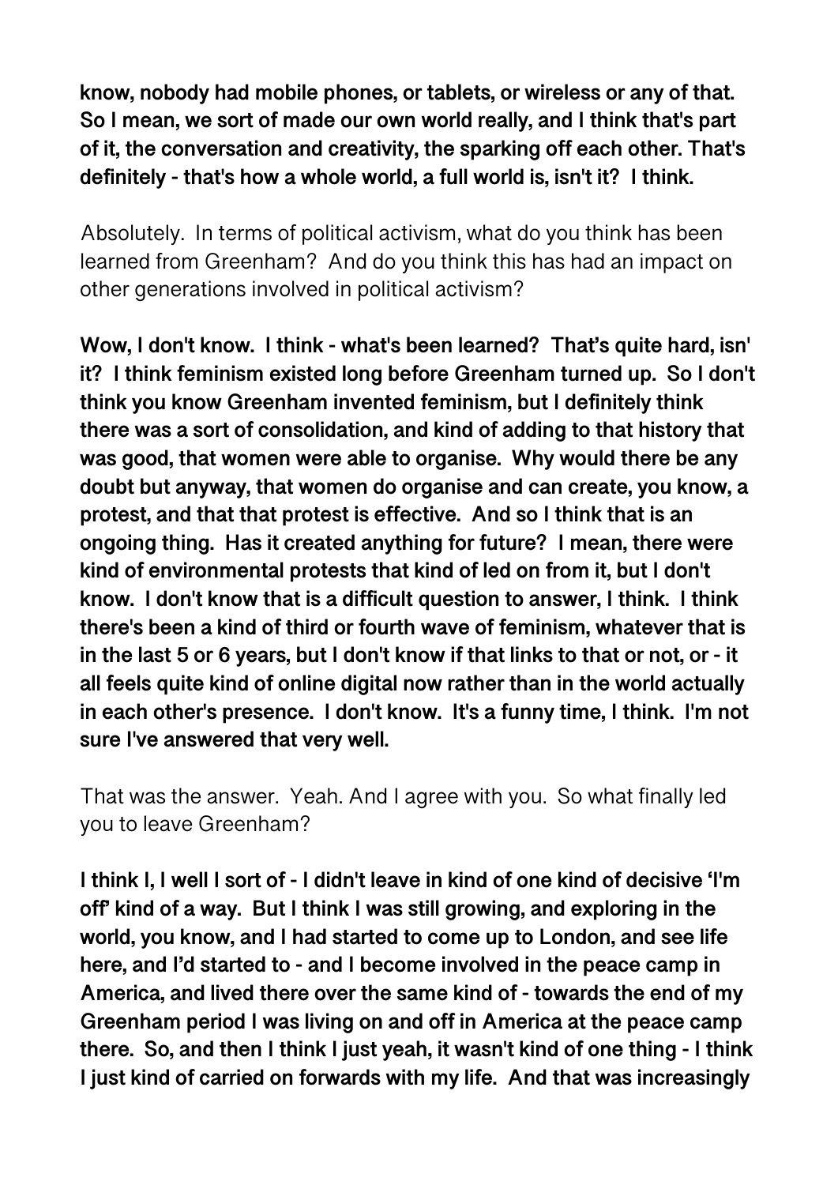**know, nobody had mobile phones, or tablets, or wireless or any of that. So I mean, we sort of made our own world really, and I think that's part of it, the conversation and creativity, the sparking off each other. That's definitely - that's how a whole world, a full world is, isn't it? I think.**

Absolutely. In terms of political activism, what do you think has been learned from Greenham? And do you think this has had an impact on other generations involved in political activism?

**Wow, I don't know. I think - what's been learned? That's quite hard, isn' it? I think feminism existed long before Greenham turned up. So I don't think you know Greenham invented feminism, but I definitely think there was a sort of consolidation, and kind of adding to that history that was good, that women were able to organise. Why would there be any doubt but anyway, that women do organise and can create, you know, a protest, and that that protest is effective. And so I think that is an ongoing thing. Has it created anything for future? I mean, there were kind of environmental protests that kind of led on from it, but I don't know. I don't know that is a difficult question to answer, I think. I think there's been a kind of third or fourth wave of feminism, whatever that is in the last 5 or 6 years, but I don't know if that links to that or not, or - it all feels quite kind of online digital now rather than in the world actually in each other's presence. I don't know. It's a funny time, I think. I'm not sure I've answered that very well.**

That was the answer. Yeah. And I agree with you. So what finally led you to leave Greenham?

**I think I, I well I sort of - I didn't leave in kind of one kind of decisive 'I'm off' kind of a way. But I think I was still growing, and exploring in the world, you know, and I had started to come up to London, and see life here, and I'd started to - and I become involved in the peace camp in America, and lived there over the same kind of - towards the end of my Greenham period I was living on and off in America at the peace camp there. So, and then I think I just yeah, it wasn't kind of one thing - I think I just kind of carried on forwards with my life. And that was increasingly**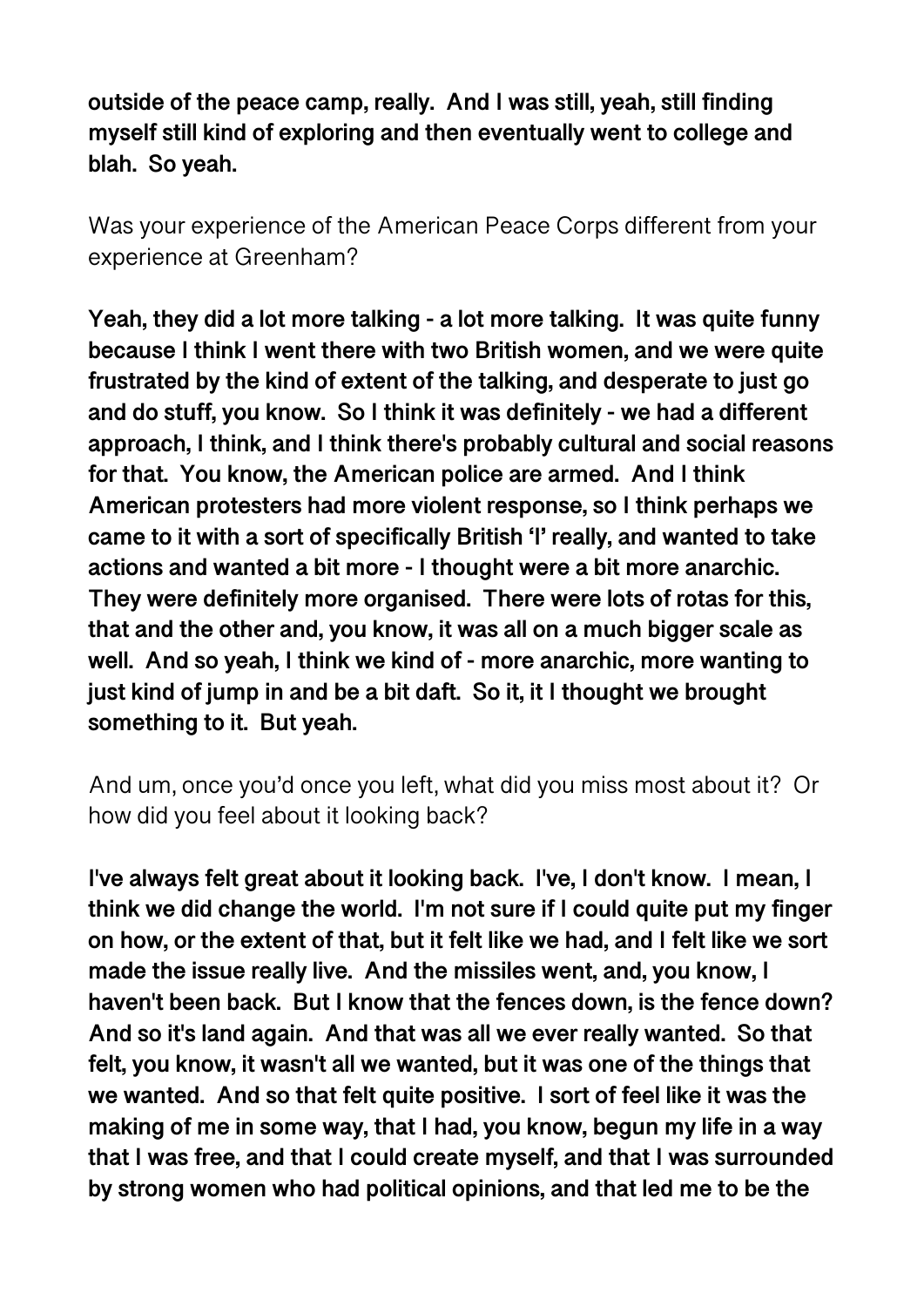**outside of the peace camp, really. And I was still, yeah, still finding myself still kind of exploring and then eventually went to college and blah. So yeah.**

Was your experience of the American Peace Corps different from your experience at Greenham?

**Yeah, they did a lot more talking - a lot more talking. It was quite funny because I think I went there with two British women, and we were quite frustrated by the kind of extent of the talking, and desperate to just go and do stuff, you know. So I think it was definitely - we had a different approach, I think, and I think there's probably cultural and social reasons for that. You know, the American police are armed. And I think American protesters had more violent response, so I think perhaps we came to it with a sort of specifically British 'I' really, and wanted to take actions and wanted a bit more - I thought were a bit more anarchic. They were definitely more organised. There were lots of rotas for this, that and the other and, you know, it was all on a much bigger scale as well. And so yeah, I think we kind of - more anarchic, more wanting to just kind of jump in and be a bit daft. So it, it I thought we brought something to it. But yeah.**

And um, once you'd once you left, what did you miss most about it? Or how did you feel about it looking back?

**I've always felt great about it looking back. I've, I don't know. I mean, I think we did change the world. I'm not sure if I could quite put my finger on how, or the extent of that, but it felt like we had, and I felt like we sort made the issue really live. And the missiles went, and, you know, I haven't been back. But I know that the fences down, is the fence down? And so it's land again. And that was all we ever really wanted. So that felt, you know, it wasn't all we wanted, but it was one of the things that we wanted. And so that felt quite positive. I sort of feel like it was the making of me in some way, that I had, you know, begun my life in a way that I was free, and that I could create myself, and that I was surrounded by strong women who had political opinions, and that led me to be the**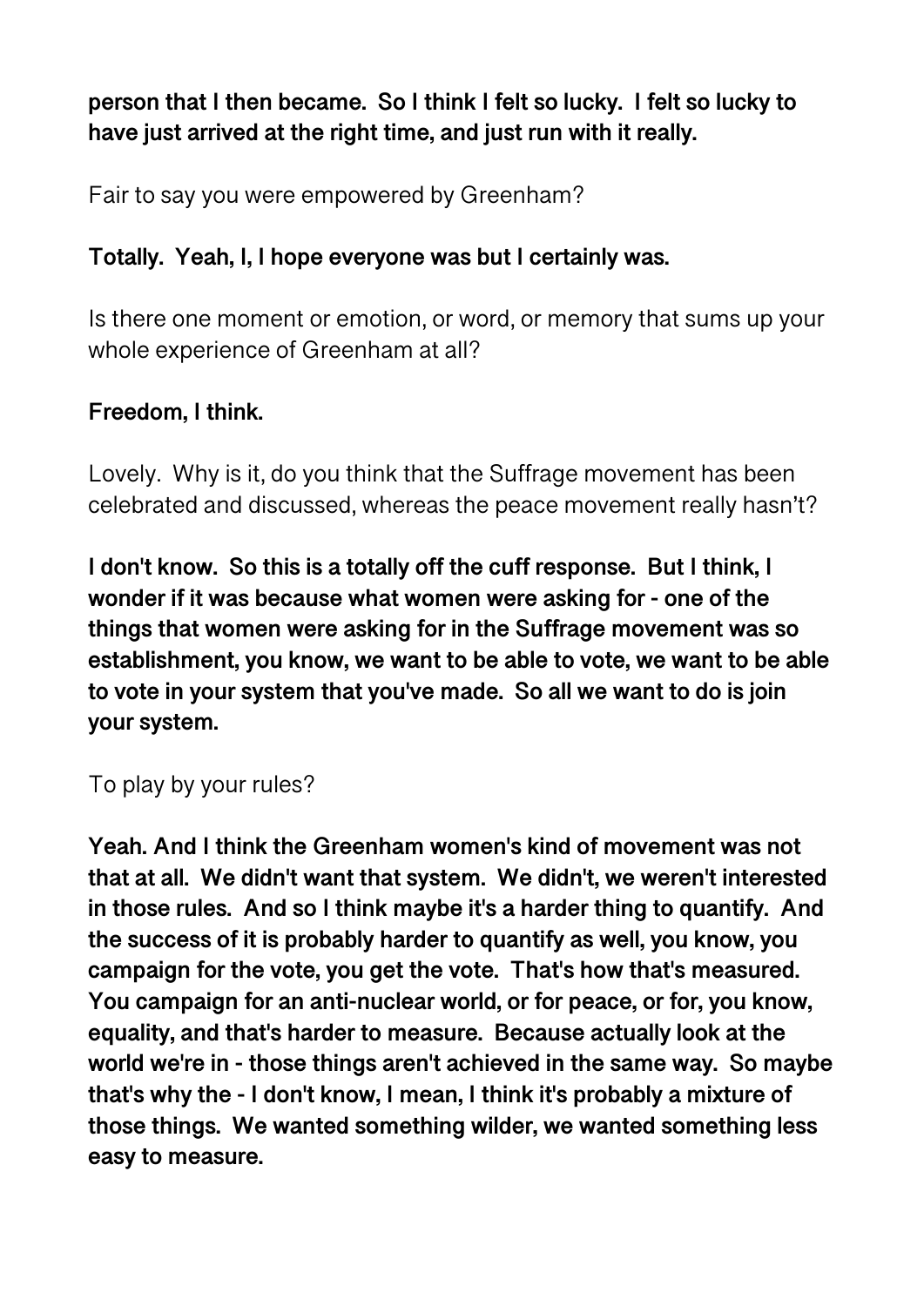**person that I then became. So I think I felt so lucky. I felt so lucky to have just arrived at the right time, and just run with it really.**

Fair to say you were empowered by Greenham?

**Totally. Yeah, I, I hope everyone was but I certainly was.**

Is there one moment or emotion, or word, or memory that sums up your whole experience of Greenham at all?

**Freedom, I think.**

Lovely. Why is it, do you think that the Suffrage movement has been celebrated and discussed, whereas the peace movement really hasn't?

**I don't know. So this is a totally off the cuff response. But I think, I wonder if it was because what women were asking for - one of the things that women were asking for in the Suffrage movement was so establishment, you know, we want to be able to vote, we want to be able to vote in your system that you've made. So all we want to do is join your system.**

To play by your rules?

**Yeah. And I think the Greenham women's kind of movement was not that at all. We didn't want that system. We didn't, we weren't interested in those rules. And so I think maybe it's a harder thing to quantify. And the success of it is probably harder to quantify as well, you know, you campaign for the vote, you get the vote. That's how that's measured. You campaign for an anti-nuclear world, or for peace, or for, you know, equality, and that's harder to measure. Because actually look at the world we're in - those things aren't achieved in the same way. So maybe that's why the - I don't know, I mean, I think it's probably a mixture of those things. We wanted something wilder, we wanted something less easy to measure.**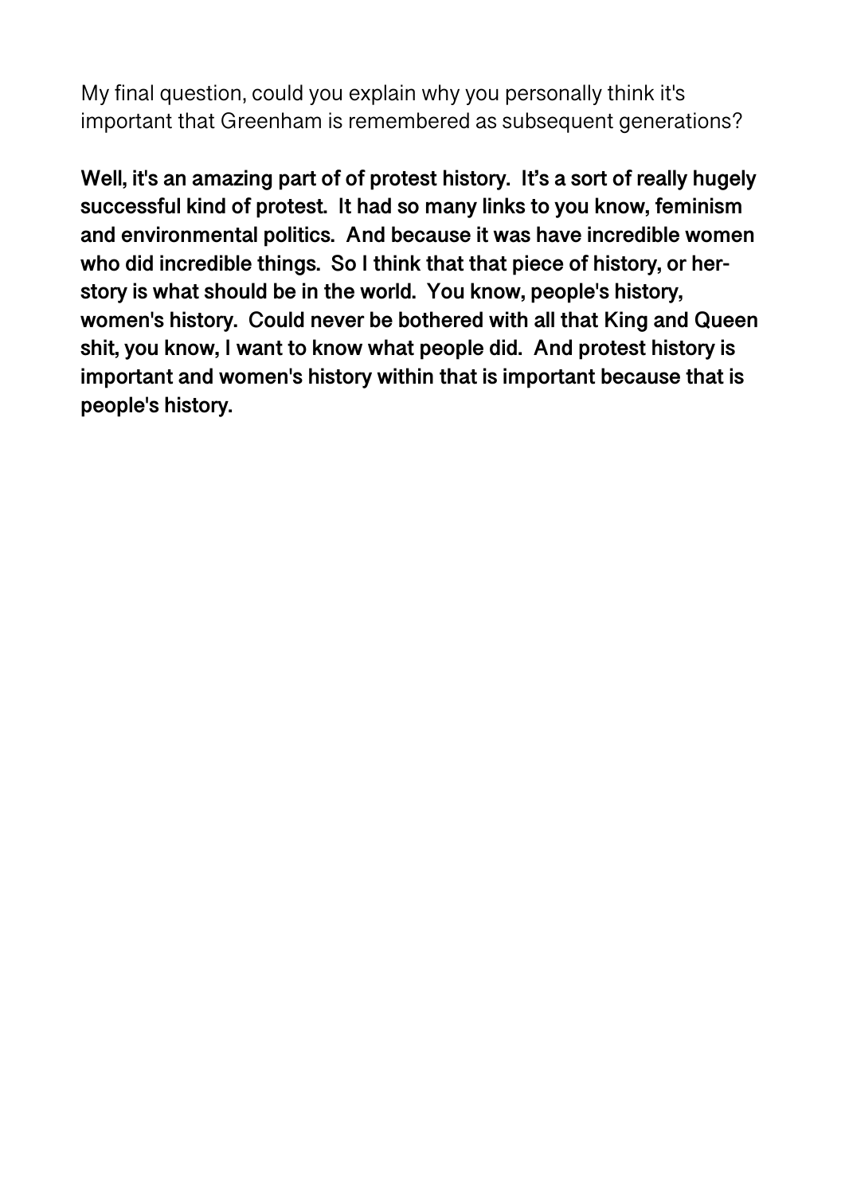My final question, could you explain why you personally think it's important that Greenham is remembered as subsequent generations?

**Well, it's an amazing part of of protest history. It's a sort of really hugely successful kind of protest. It had so many links to you know, feminism and environmental politics. And because it was have incredible women who did incredible things. So I think that that piece of history, or her-story is what should be in the world. You know, people's history, women's history. Could never be bothered with all that King and Queen shit, you know, I want to know what people did. And protest history is important and women's history within that is important because that is people's history.**